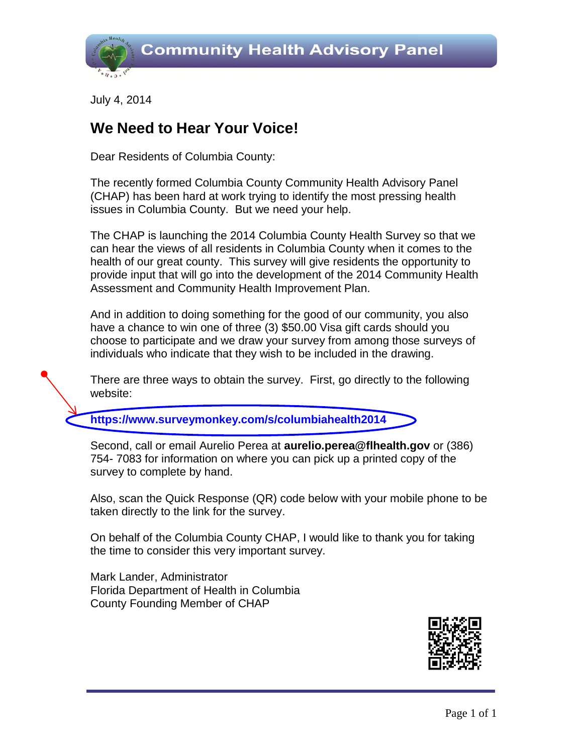# Community Health Advisory Panel

July 4, 2014

## We Need to Hear Your Voice!

Dear Residents of Columbia County:

The recently formed Columbia County Community Health Advisory Panel (CHAP) has been hard at work trying to identify the most pressing health issues in Columbia County. But we need your help.

The CHAP is launching the 2014 Columbia County Health Survey so that we can hear the views of all residents in Columbia County when it comes to the health of our great county. This survey will give residents the opportunity to provide input that will go into the development of the 2014 Community Health Assessment and Community Health Improvement Plan.

And in addition to doing something for the good of our community, you also have a chance to win one of three (3) $50.00 Visa gift cards should you choose to participate and we draw your survey from among those surveys of individuals who indicate that they wish to be included in the drawing.

There are three ways to obtain the survey. First, go directly to the following website:

**https://www.surveymonkey.com/s/columbiahealth2014**

Second, call or email Aurelio Perea at **aurelio.perea@flhealth.gov** or (386) 754- 7083 for information on where you can pick up a printed copy of the survey to complete by hand.

Also, scan the Quick Response (QR) code below with your mobile phone to be taken directly to the link for the survey.

On behalf of the Columbia County CHAP, I would like to thank you for taking the time to consider this very important survey.

Mark Lander, Administrator
Florida Department of Health in Columbia
County Founding Member of CHAP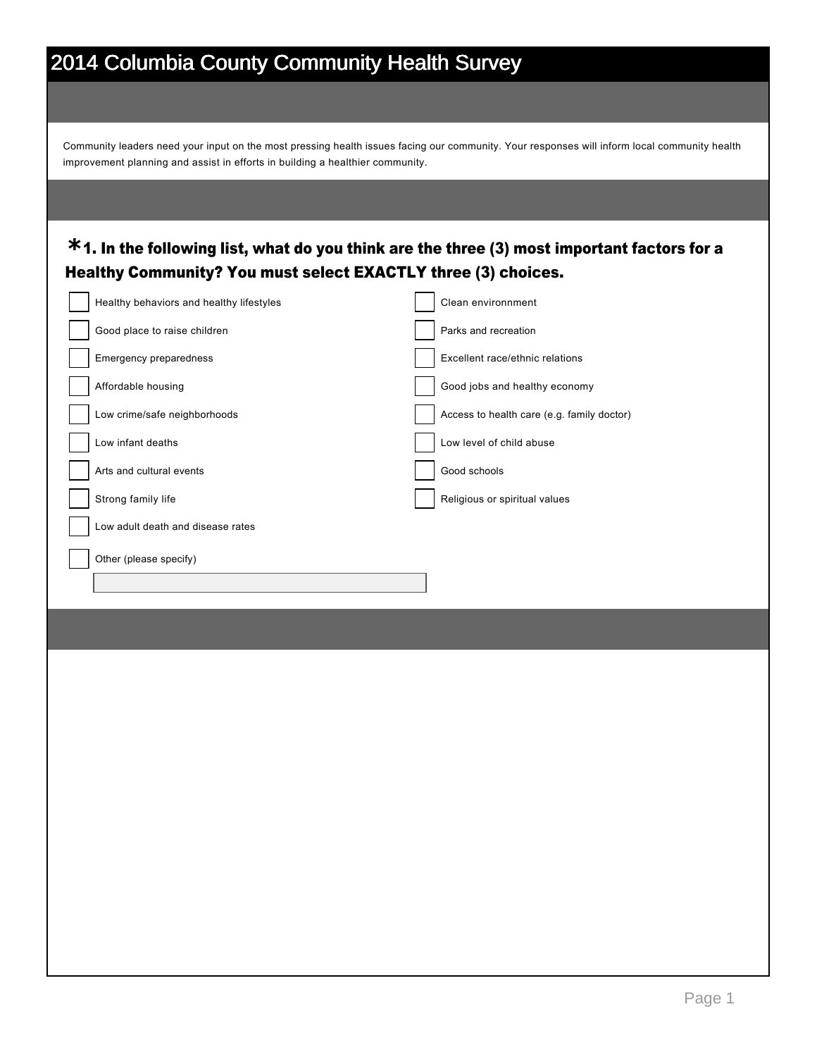# 2014 Columbia County Community Health Survey

Community leaders need your input on the most pressing health issues facing our community. Your responses will inform local community health improvement planning and assist in efforts in building a healthier community.

### *1. In the following list, what do you think are the three (3) most important factors for a Healthy Community? You must select EXACTLY three (3) choices.

- [ ] Healthy behaviors and healthy lifestyles
- [ ] Good place to raise children
- [ ] Emergency preparedness
- [ ] Affordable housing
- [ ] Low crime/safe neighborhoods
- [ ] Low infant deaths
- [ ] Arts and cultural events
- [ ] Strong family life
- [ ] Low adult death and disease rates
- [ ] Clean environnment
- [ ] Parks and recreation
- [ ] Excellent race/ethnic relations
- [ ] Good jobs and healthy economy
- [ ] Access to health care (e.g. family doctor)
- [ ] Low level of child abuse
- [ ] Good schools
- [ ] Religious or spiritual values
- [ ] Other (please specify)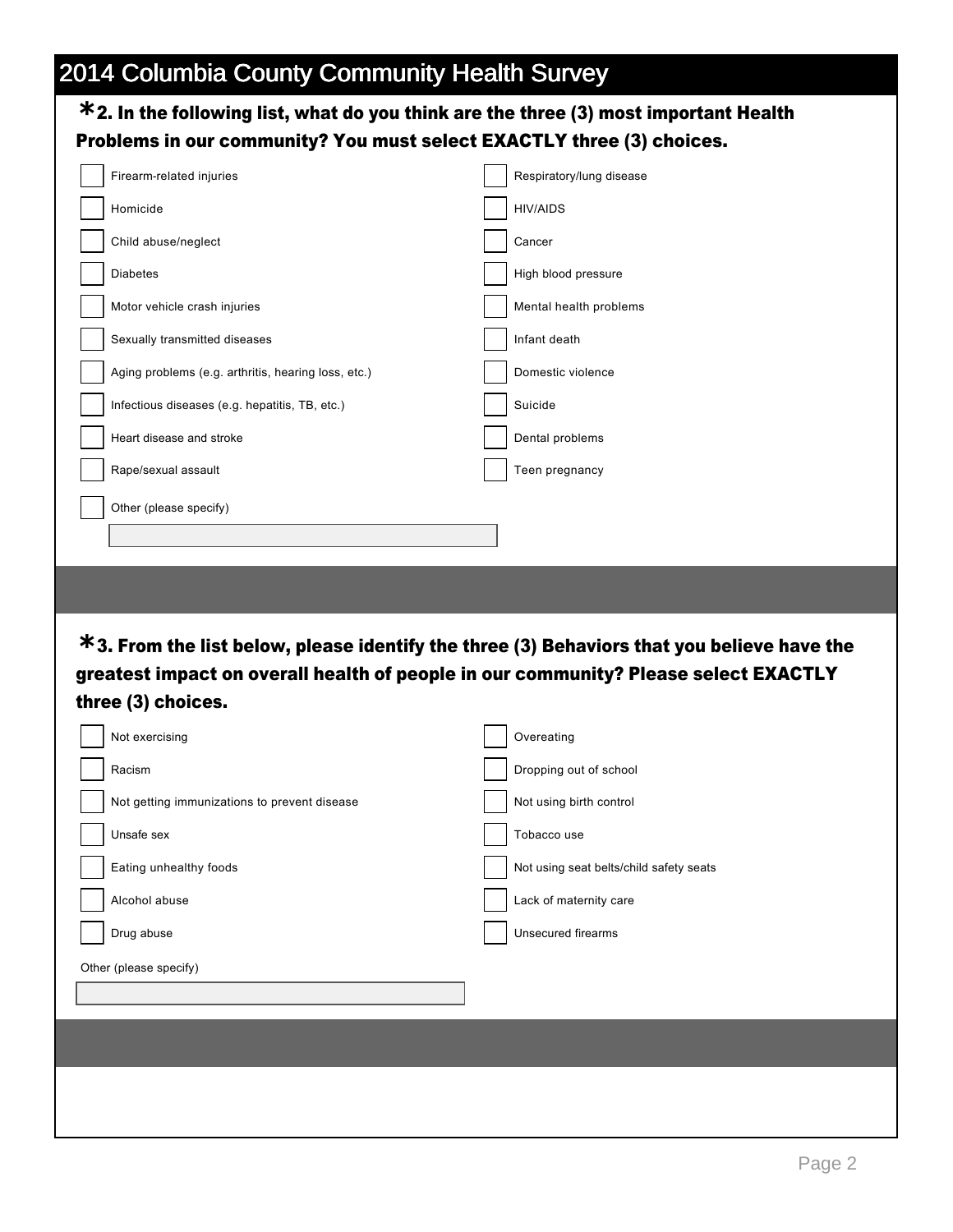# 2014 Columbia County Community Health Survey

**\*2. In the following list, what do you think are the three (3) most important Health Problems in our community? You must select EXACTLY three (3) choices.**

- [ ] Firearm-related injuries
- [ ] Homicide
- [ ] Child abuse/neglect
- [ ] Diabetes
- [ ] Motor vehicle crash injuries
- [ ] Sexually transmitted diseases
- [ ] Aging problems (e.g. arthritis, hearing loss, etc.)
- [ ] Infectious diseases (e.g. hepatitis, TB, etc.)
- [ ] Heart disease and stroke
- [ ] Rape/sexual assault
- [ ] Respiratory/lung disease
- [ ] HIV/AIDS
- [ ] Cancer
- [ ] High blood pressure
- [ ] Mental health problems
- [ ] Infant death
- [ ] Domestic violence
- [ ] Suicide
- [ ] Dental problems
- [ ] Teen pregnancy
- [ ] Other (please specify)

**\*3. From the list below, please identify the three (3) Behaviors that you believe have the greatest impact on overall health of people in our community? Please select EXACTLY three (3) choices.**

- [ ] Not exercising
- [ ] Racism
- [ ] Not getting immunizations to prevent disease
- [ ] Unsafe sex
- [ ] Eating unhealthy foods
- [ ] Alcohol abuse
- [ ] Drug abuse
- [ ] Overeating
- [ ] Dropping out of school
- [ ] Not using birth control
- [ ] Tobacco use
- [ ] Not using seat belts/child safety seats
- [ ] Lack of maternity care
- [ ] Unsecured firearms

Other (please specify)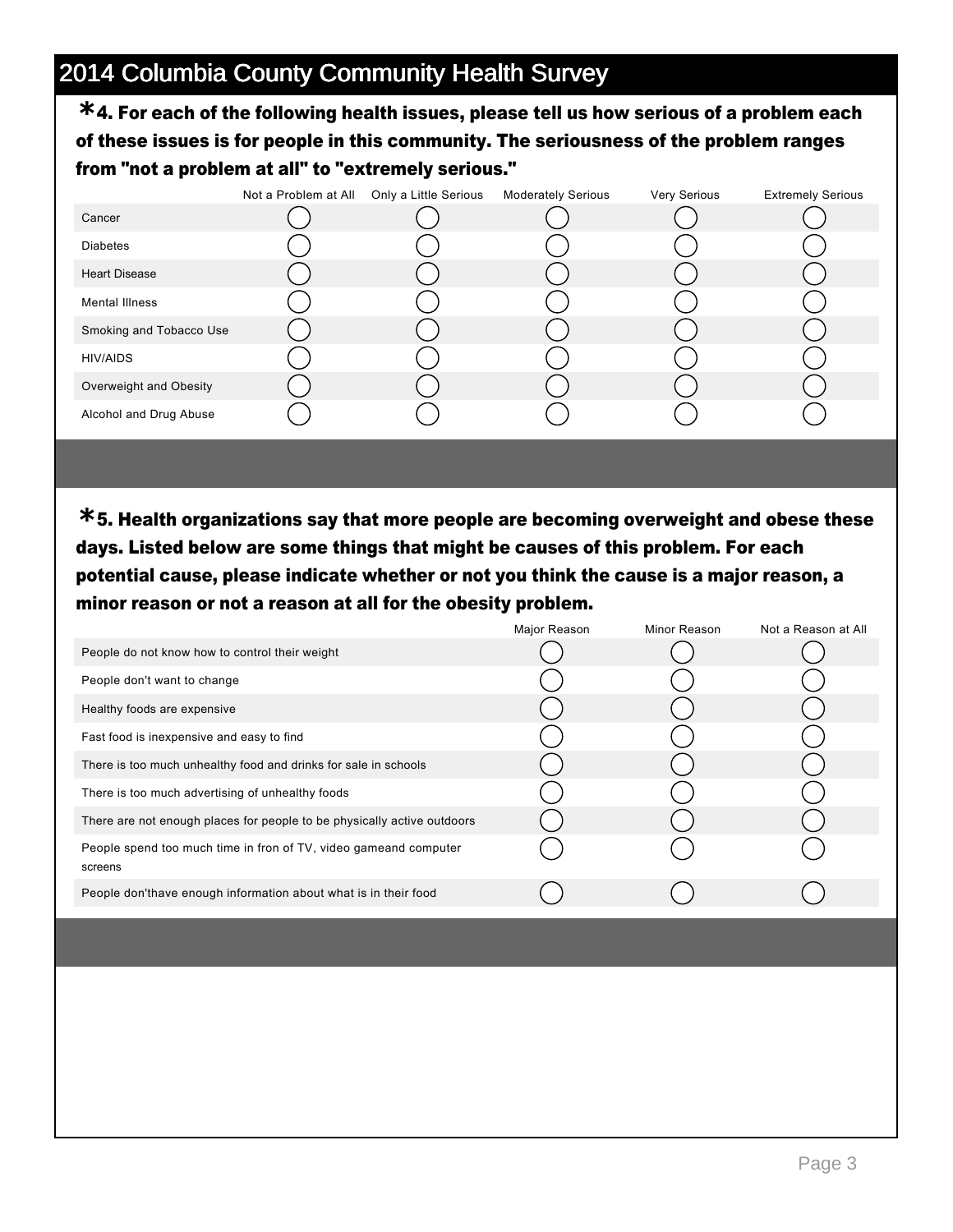# 2014 Columbia County Community Health Survey

**\*4. For each of the following health issues, please tell us how serious of a problem each of these issues is for people in this community. The seriousness of the problem ranges from "not a problem at all" to "extremely serious."**

| | Not a Problem at All | Only a Little Serious | Moderately Serious | Very Serious | Extremely Serious |
|---|---|---|---|---|---|
| Cancer | ◯ | ◯ | ◯ | ◯ | ◯ |
| Diabetes | ◯ | ◯ | ◯ | ◯ | ◯ |
| Heart Disease | ◯ | ◯ | ◯ | ◯ | ◯ |
| Mental Illness | ◯ | ◯ | ◯ | ◯ | ◯ |
| Smoking and Tobacco Use | ◯ | ◯ | ◯ | ◯ | ◯ |
| HIV/AIDS | ◯ | ◯ | ◯ | ◯ | ◯ |
| Overweight and Obesity | ◯ | ◯ | ◯ | ◯ | ◯ |
| Alcohol and Drug Abuse | ◯ | ◯ | ◯ | ◯ | ◯ |

**\*5. Health organizations say that more people are becoming overweight and obese these days. Listed below are some things that might be causes of this problem. For each potential cause, please indicate whether or not you think the cause is a major reason, a minor reason or not a reason at all for the obesity problem.**

| | Major Reason | Minor Reason | Not a Reason at All |
|---|---|---|---|
| People do not know how to control their weight | ◯ | ◯ | ◯ |
| People don't want to change | ◯ | ◯ | ◯ |
| Healthy foods are expensive | ◯ | ◯ | ◯ |
| Fast food is inexpensive and easy to find | ◯ | ◯ | ◯ |
| There is too much unhealthy food and drinks for sale in schools | ◯ | ◯ | ◯ |
| There is too much advertising of unhealthy foods | ◯ | ◯ | ◯ |
| There are not enough places for people to be physically active outdoors | ◯ | ◯ | ◯ |
| People spend too much time in fron of TV, video gameand computer screens | ◯ | ◯ | ◯ |
| People don'thave enough information about what is in their food | ◯ | ◯ | ◯ |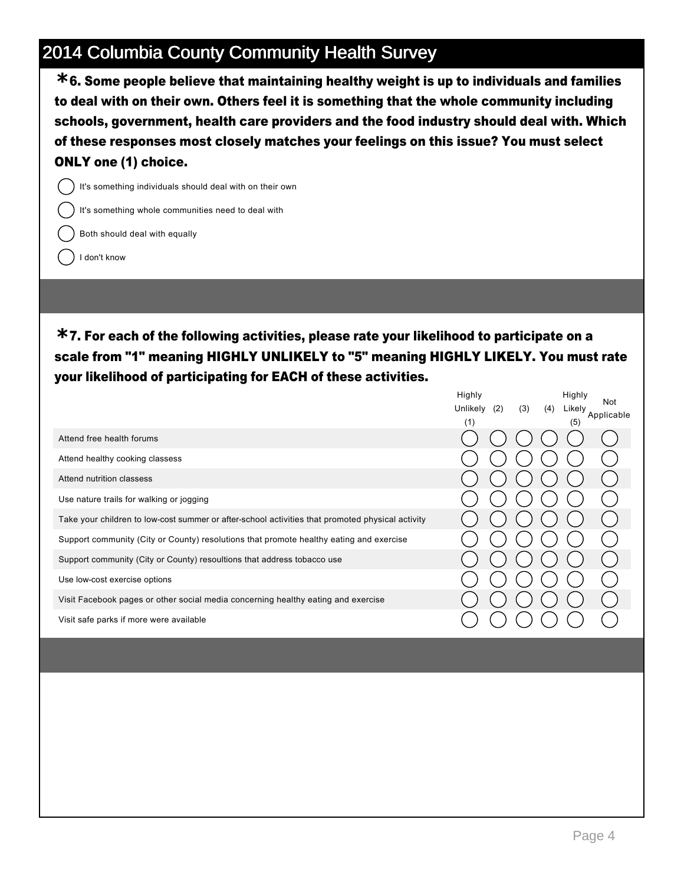# 2014 Columbia County Community Health Survey

**\*6. Some people believe that maintaining healthy weight is up to individuals and families to deal with on their own. Others feel it is something that the whole community including schools, government, health care providers and the food industry should deal with. Which of these responses most closely matches your feelings on this issue? You must select ONLY one (1) choice.**

- ◯ It's something individuals should deal with on their own
- ◯ It's something whole communities need to deal with
- ◯ Both should deal with equally
- ◯ I don't know

**\*7. For each of the following activities, please rate your likelihood to participate on a scale from "1" meaning HIGHLY UNLIKELY to "5" meaning HIGHLY LIKELY. You must rate your likelihood of participating for EACH of these activities.**

| | Highly Unlikely (1) | (2) | (3) | (4) | Highly Likely (5) | Not Applicable |
|---|---|---|---|---|---|---|
| Attend free health forums | ◯ | ◯ | ◯ | ◯ | ◯ | ◯ |
| Attend healthy cooking classess | ◯ | ◯ | ◯ | ◯ | ◯ | ◯ |
| Attend nutrition classess | ◯ | ◯ | ◯ | ◯ | ◯ | ◯ |
| Use nature trails for walking or jogging | ◯ | ◯ | ◯ | ◯ | ◯ | ◯ |
| Take your children to low-cost summer or after-school activities that promoted physical activity | ◯ | ◯ | ◯ | ◯ | ◯ | ◯ |
| Support community (City or County) resolutions that promote healthy eating and exercise | ◯ | ◯ | ◯ | ◯ | ◯ | ◯ |
| Support community (City or County) resoultions that address tobacco use | ◯ | ◯ | ◯ | ◯ | ◯ | ◯ |
| Use low-cost exercise options | ◯ | ◯ | ◯ | ◯ | ◯ | ◯ |
| Visit Facebook pages or other social media concerning healthy eating and exercise | ◯ | ◯ | ◯ | ◯ | ◯ | ◯ |
| Visit safe parks if more were available | ◯ | ◯ | ◯ | ◯ | ◯ | ◯ |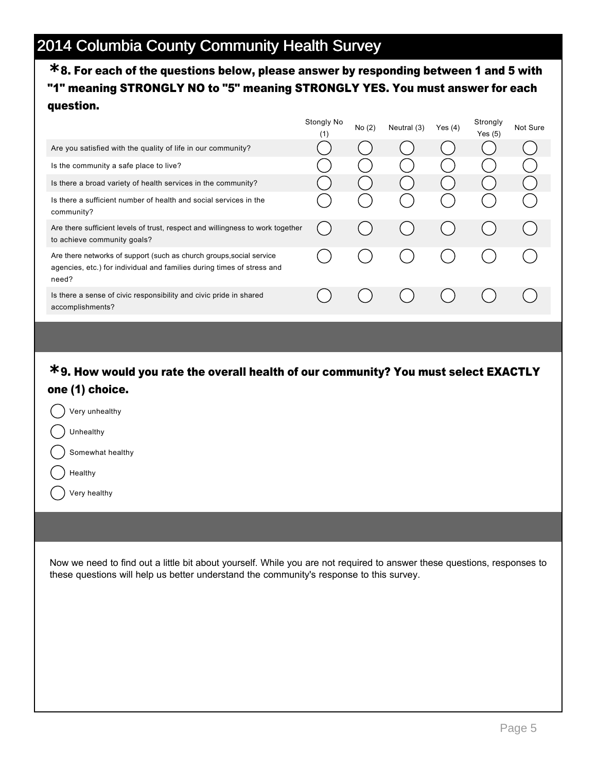# 2014 Columbia County Community Health Survey

**\*8. For each of the questions below, please answer by responding between 1 and 5 with "1" meaning STRONGLY NO to "5" meaning STRONGLY YES. You must answer for each question.**

| | Stongly No (1) | No (2) | Neutral (3) | Yes (4) | Strongly Yes (5) | Not Sure |
|---|---|---|---|---|---|---|
| Are you satisfied with the quality of life in our community? | ◯ | ◯ | ◯ | ◯ | ◯ | ◯ |
| Is the community a safe place to live? | ◯ | ◯ | ◯ | ◯ | ◯ | ◯ |
| Is there a broad variety of health services in the community? | ◯ | ◯ | ◯ | ◯ | ◯ | ◯ |
| Is there a sufficient number of health and social services in the community? | ◯ | ◯ | ◯ | ◯ | ◯ | ◯ |
| Are there sufficient levels of trust, respect and willingness to work together to achieve community goals? | ◯ | ◯ | ◯ | ◯ | ◯ | ◯ |
| Are there networks of support (such as church groups,social service agencies, etc.) for individual and families during times of stress and need? | ◯ | ◯ | ◯ | ◯ | ◯ | ◯ |
| Is there a sense of civic responsibility and civic pride in shared accomplishments? | ◯ | ◯ | ◯ | ◯ | ◯ | ◯ |

**\*9. How would you rate the overall health of our community? You must select EXACTLY one (1) choice.**

- ◯ Very unhealthy
- ◯ Unhealthy
- ◯ Somewhat healthy
- ◯ Healthy
- ◯ Very healthy

Now we need to find out a little bit about yourself. While you are not required to answer these questions, responses to these questions will help us better understand the community's response to this survey.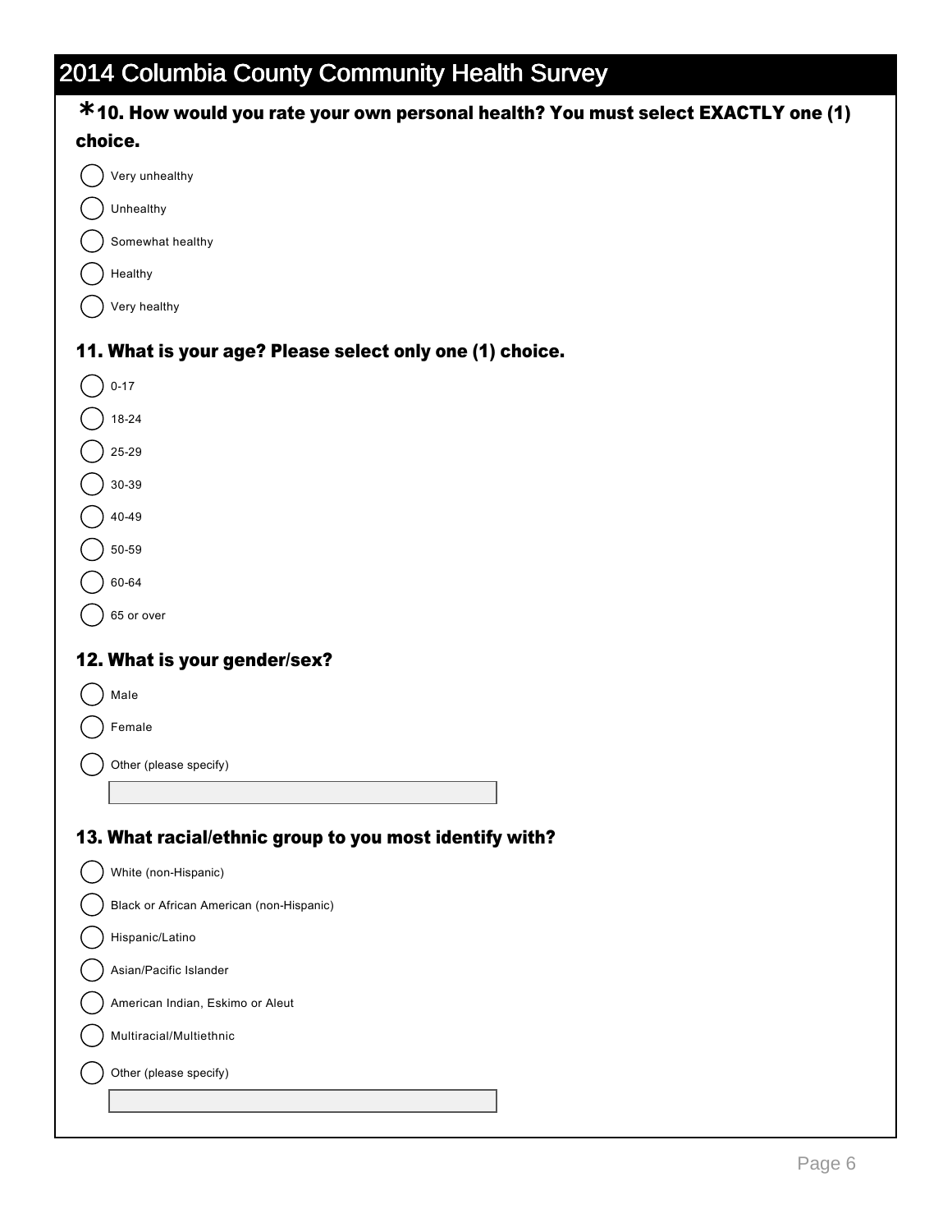# 2014 Columbia County Community Health Survey

**\*10. How would you rate your own personal health? You must select EXACTLY one (1) choice.**

- ◯ Very unhealthy
- ◯ Unhealthy
- ◯ Somewhat healthy
- ◯ Healthy
- ◯ Very healthy

**11. What is your age? Please select only one (1) choice.**

- ◯ 0-17
- ◯ 18-24
- ◯ 25-29
- ◯ 30-39
- ◯ 40-49
- ◯ 50-59
- ◯ 60-64
- ◯ 65 or over

**12. What is your gender/sex?**

- ◯ Male
- ◯ Female
- ◯ Other (please specify)

**13. What racial/ethnic group to you most identify with?**

- ◯ White (non-Hispanic)
- ◯ Black or African American (non-Hispanic)
- ◯ Hispanic/Latino
- ◯ Asian/Pacific Islander
- ◯ American Indian, Eskimo or Aleut
- ◯ Multiracial/Multiethnic
- ◯ Other (please specify)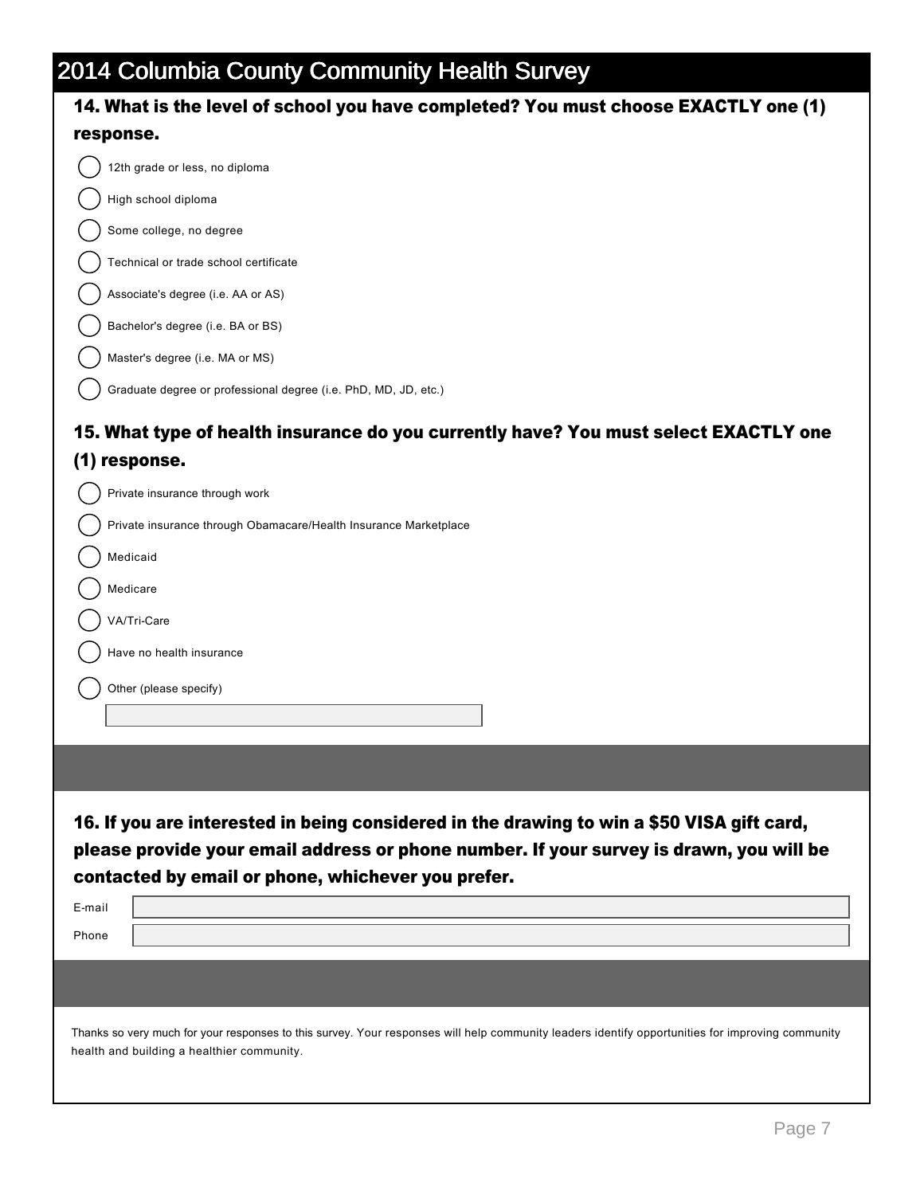# 2014 Columbia County Community Health Survey

**14. What is the level of school you have completed? You must choose EXACTLY one (1) response.**

- ◯ 12th grade or less, no diploma
- ◯ High school diploma
- ◯ Some college, no degree
- ◯ Technical or trade school certificate
- ◯ Associate's degree (i.e. AA or AS)
- ◯ Bachelor's degree (i.e. BA or BS)
- ◯ Master's degree (i.e. MA or MS)
- ◯ Graduate degree or professional degree (i.e. PhD, MD, JD, etc.)

**15. What type of health insurance do you currently have? You must select EXACTLY one (1) response.**

- ◯ Private insurance through work
- ◯ Private insurance through Obamacare/Health Insurance Marketplace
- ◯ Medicaid
- ◯ Medicare
- ◯ VA/Tri-Care
- ◯ Have no health insurance
- ◯ Other (please specify)

______________________

**16. If you are interested in being considered in the drawing to win a $50 VISA gift card, please provide your email address or phone number. If your survey is drawn, you will be contacted by email or phone, whichever you prefer.**

E-mail ______________________

Phone ______________________

Thanks so very much for your responses to this survey. Your responses will help community leaders identify opportunities for improving community health and building a healthier community.